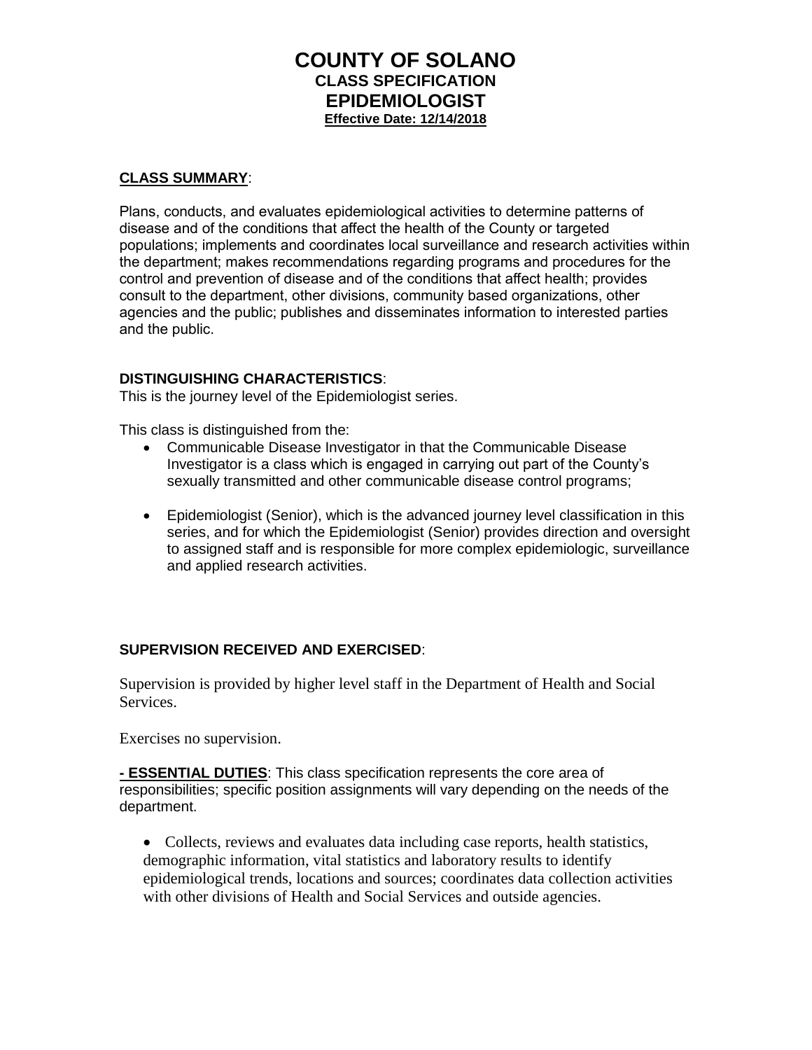# COUNTY OF SOLANO

## CLASS SPECIFICATION

## EPIDEMIOLOGIST

**Effective Date: 12/14/2018**

**CLASS SUMMARY**:

Plans, conducts, and evaluates epidemiological activities to determine patterns of disease and of the conditions that affect the health of the County or targeted populations; implements and coordinates local surveillance and research activities within the department; makes recommendations regarding programs and procedures for the control and prevention of disease and of the conditions that affect health; provides consult to the department, other divisions, community based organizations, other agencies and the public; publishes and disseminates information to interested parties and the public.

**DISTINGUISHING CHARACTERISTICS**:

This is the journey level of the Epidemiologist series.

This class is distinguished from the:

- Communicable Disease Investigator in that the Communicable Disease Investigator is a class which is engaged in carrying out part of the County's sexually transmitted and other communicable disease control programs;
- Epidemiologist (Senior), which is the advanced journey level classification in this series, and for which the Epidemiologist (Senior) provides direction and oversight to assigned staff and is responsible for more complex epidemiologic, surveillance and applied research activities.

**SUPERVISION RECEIVED AND EXERCISED**:

Supervision is provided by higher level staff in the Department of Health and Social Services.

Exercises no supervision.

**- ESSENTIAL DUTIES**: This class specification represents the core area of responsibilities; specific position assignments will vary depending on the needs of the department.

- Collects, reviews and evaluates data including case reports, health statistics, demographic information, vital statistics and laboratory results to identify epidemiological trends, locations and sources; coordinates data collection activities with other divisions of Health and Social Services and outside agencies.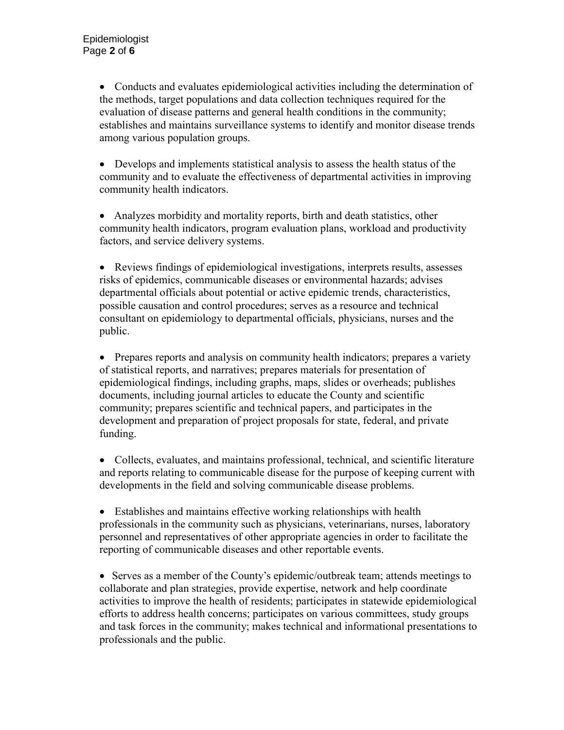- Conducts and evaluates epidemiological activities including the determination of the methods, target populations and data collection techniques required for the evaluation of disease patterns and general health conditions in the community; establishes and maintains surveillance systems to identify and monitor disease trends among various population groups.

- Develops and implements statistical analysis to assess the health status of the community and to evaluate the effectiveness of departmental activities in improving community health indicators.

- Analyzes morbidity and mortality reports, birth and death statistics, other community health indicators, program evaluation plans, workload and productivity factors, and service delivery systems.

- Reviews findings of epidemiological investigations, interprets results, assesses risks of epidemics, communicable diseases or environmental hazards; advises departmental officials about potential or active epidemic trends, characteristics, possible causation and control procedures; serves as a resource and technical consultant on epidemiology to departmental officials, physicians, nurses and the public.

- Prepares reports and analysis on community health indicators; prepares a variety of statistical reports, and narratives; prepares materials for presentation of epidemiological findings, including graphs, maps, slides or overheads; publishes documents, including journal articles to educate the County and scientific community; prepares scientific and technical papers, and participates in the development and preparation of project proposals for state, federal, and private funding.

- Collects, evaluates, and maintains professional, technical, and scientific literature and reports relating to communicable disease for the purpose of keeping current with developments in the field and solving communicable disease problems.

- Establishes and maintains effective working relationships with health professionals in the community such as physicians, veterinarians, nurses, laboratory personnel and representatives of other appropriate agencies in order to facilitate the reporting of communicable diseases and other reportable events.

- Serves as a member of the County's epidemic/outbreak team; attends meetings to collaborate and plan strategies, provide expertise, network and help coordinate activities to improve the health of residents; participates in statewide epidemiological efforts to address health concerns; participates on various committees, study groups and task forces in the community; makes technical and informational presentations to professionals and the public.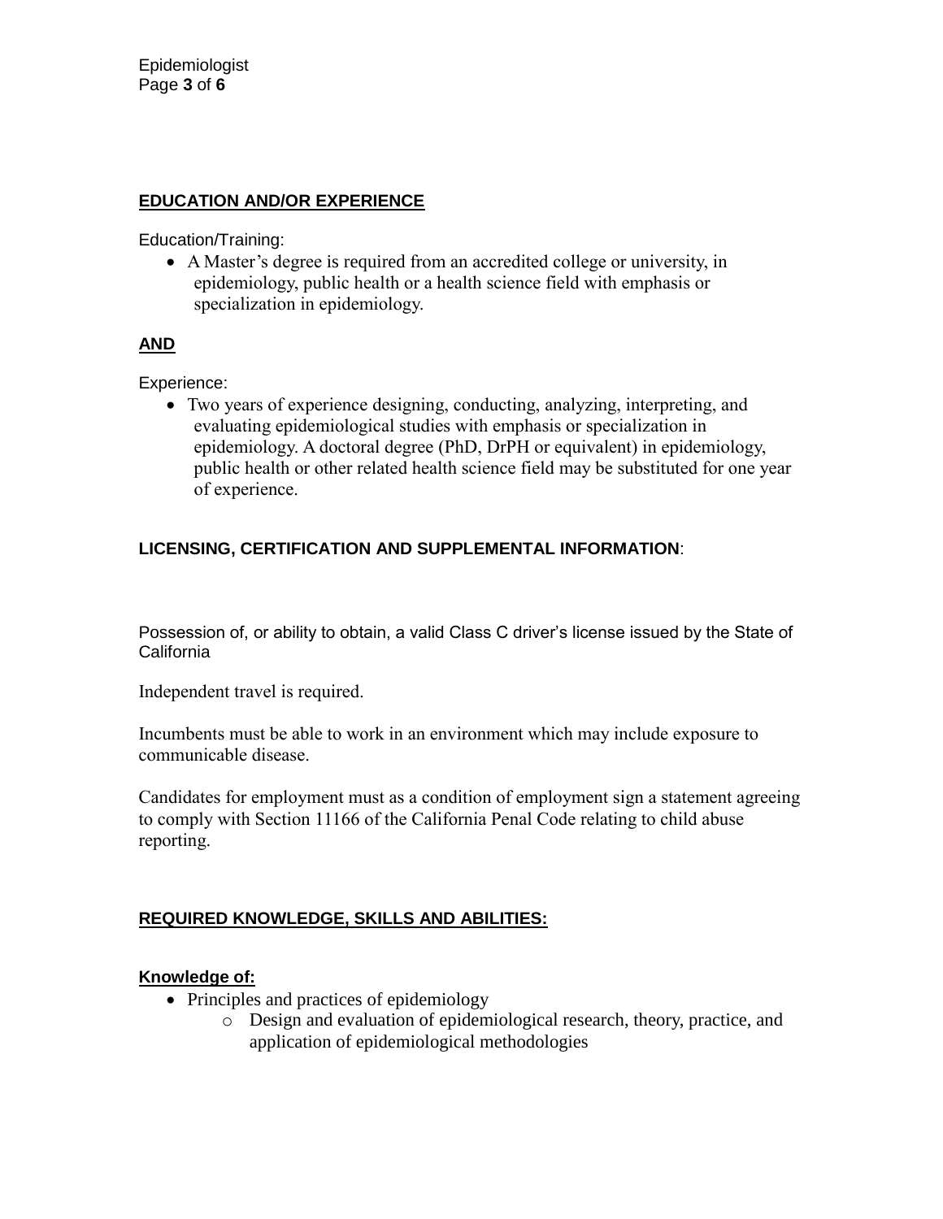## EDUCATION AND/OR EXPERIENCE

Education/Training:

- A Master's degree is required from an accredited college or university, in epidemiology, public health or a health science field with emphasis or specialization in epidemiology.

**AND**

Experience:

- Two years of experience designing, conducting, analyzing, interpreting, and evaluating epidemiological studies with emphasis or specialization in epidemiology. A doctoral degree (PhD, DrPH or equivalent) in epidemiology, public health or other related health science field may be substituted for one year of experience.

## LICENSING, CERTIFICATION AND SUPPLEMENTAL INFORMATION:

Possession of, or ability to obtain, a valid Class C driver's license issued by the State of California

Independent travel is required.

Incumbents must be able to work in an environment which may include exposure to communicable disease.

Candidates for employment must as a condition of employment sign a statement agreeing to comply with Section 11166 of the California Penal Code relating to child abuse reporting.

## REQUIRED KNOWLEDGE, SKILLS AND ABILITIES:

### Knowledge of:

- Principles and practices of epidemiology
  - Design and evaluation of epidemiological research, theory, practice, and application of epidemiological methodologies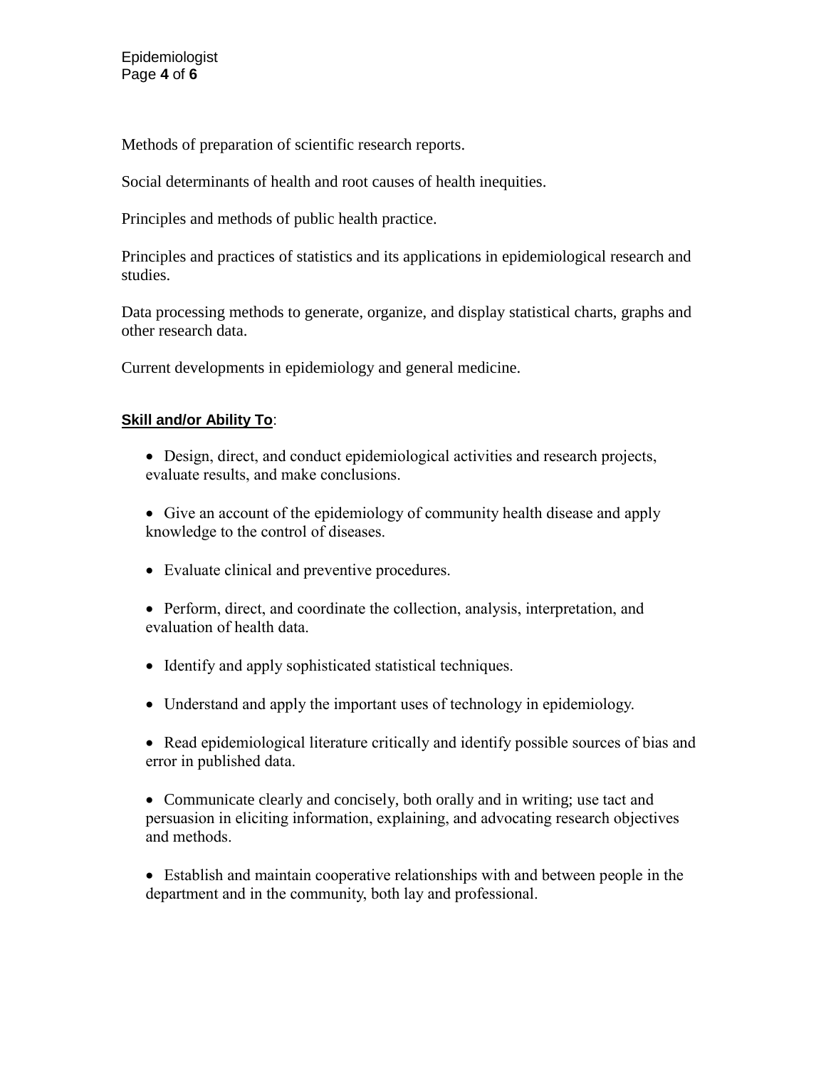Methods of preparation of scientific research reports.

Social determinants of health and root causes of health inequities.

Principles and methods of public health practice.

Principles and practices of statistics and its applications in epidemiological research and studies.

Data processing methods to generate, organize, and display statistical charts, graphs and other research data.

Current developments in epidemiology and general medicine.

**Skill and/or Ability To**:

- Design, direct, and conduct epidemiological activities and research projects, evaluate results, and make conclusions.

- Give an account of the epidemiology of community health disease and apply knowledge to the control of diseases.

- Evaluate clinical and preventive procedures.

- Perform, direct, and coordinate the collection, analysis, interpretation, and evaluation of health data.

- Identify and apply sophisticated statistical techniques.

- Understand and apply the important uses of technology in epidemiology.

- Read epidemiological literature critically and identify possible sources of bias and error in published data.

- Communicate clearly and concisely, both orally and in writing; use tact and persuasion in eliciting information, explaining, and advocating research objectives and methods.

- Establish and maintain cooperative relationships with and between people in the department and in the community, both lay and professional.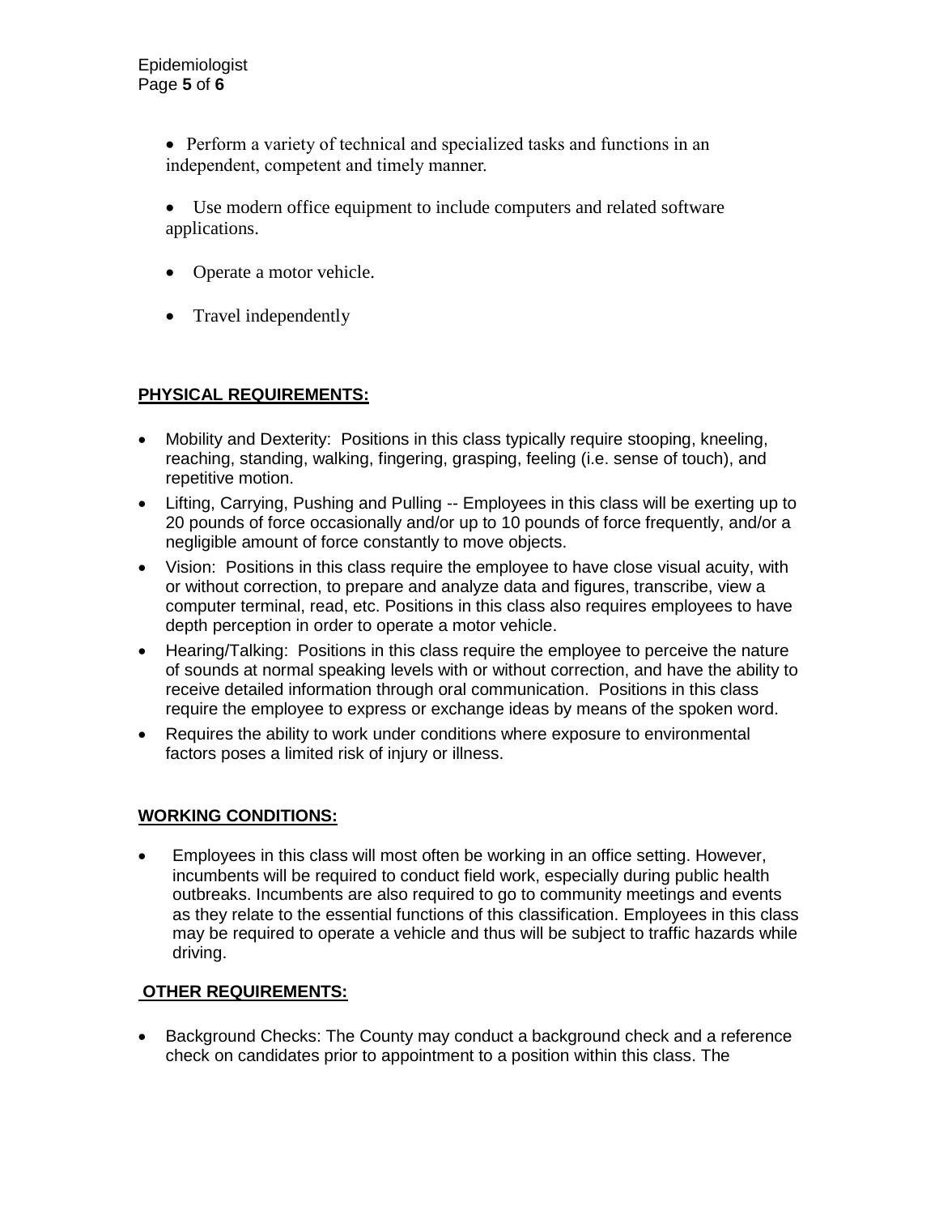- Perform a variety of technical and specialized tasks and functions in an independent, competent and timely manner.
- Use modern office equipment to include computers and related software applications.
- Operate a motor vehicle.
- Travel independently

**PHYSICAL REQUIREMENTS:**

- Mobility and Dexterity: Positions in this class typically require stooping, kneeling, reaching, standing, walking, fingering, grasping, feeling (i.e. sense of touch), and repetitive motion.
- Lifting, Carrying, Pushing and Pulling -- Employees in this class will be exerting up to 20 pounds of force occasionally and/or up to 10 pounds of force frequently, and/or a negligible amount of force constantly to move objects.
- Vision: Positions in this class require the employee to have close visual acuity, with or without correction, to prepare and analyze data and figures, transcribe, view a computer terminal, read, etc. Positions in this class also requires employees to have depth perception in order to operate a motor vehicle.
- Hearing/Talking: Positions in this class require the employee to perceive the nature of sounds at normal speaking levels with or without correction, and have the ability to receive detailed information through oral communication. Positions in this class require the employee to express or exchange ideas by means of the spoken word.
- Requires the ability to work under conditions where exposure to environmental factors poses a limited risk of injury or illness.

**WORKING CONDITIONS:**

- Employees in this class will most often be working in an office setting. However, incumbents will be required to conduct field work, especially during public health outbreaks. Incumbents are also required to go to community meetings and events as they relate to the essential functions of this classification. Employees in this class may be required to operate a vehicle and thus will be subject to traffic hazards while driving.

**OTHER REQUIREMENTS:**

- Background Checks: The County may conduct a background check and a reference check on candidates prior to appointment to a position within this class. The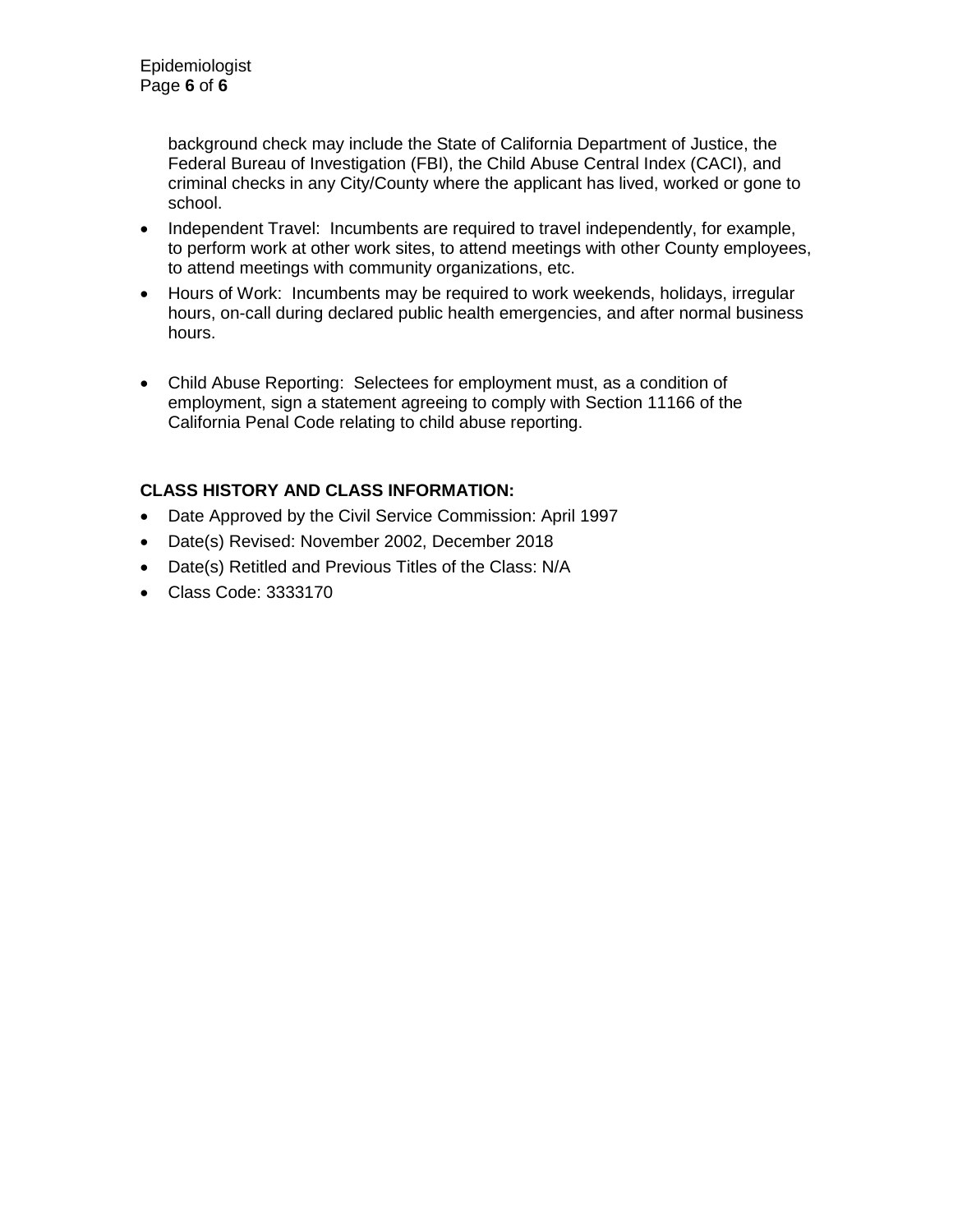background check may include the State of California Department of Justice, the Federal Bureau of Investigation (FBI), the Child Abuse Central Index (CACI), and criminal checks in any City/County where the applicant has lived, worked or gone to school.

- Independent Travel: Incumbents are required to travel independently, for example, to perform work at other work sites, to attend meetings with other County employees, to attend meetings with community organizations, etc.
- Hours of Work: Incumbents may be required to work weekends, holidays, irregular hours, on-call during declared public health emergencies, and after normal business hours.
- Child Abuse Reporting: Selectees for employment must, as a condition of employment, sign a statement agreeing to comply with Section 11166 of the California Penal Code relating to child abuse reporting.

**CLASS HISTORY AND CLASS INFORMATION:**

- Date Approved by the Civil Service Commission: April 1997
- Date(s) Revised: November 2002, December 2018
- Date(s) Retitled and Previous Titles of the Class: N/A
- Class Code: 3333170